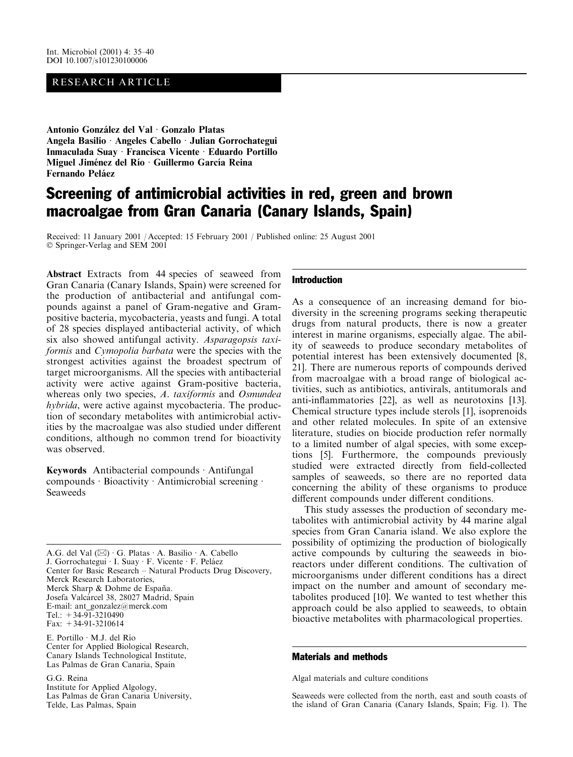RESEARCH ARTICLE

Antonio González del Val · Gonzalo Platas
Angela Basilio · Angeles Cabello · Julian Gorrochategui
Inmaculada Suay · Francisca Vicente · Eduardo Portillo
Miguel Jiménez del Río · Guillermo García Reina
Fernando Peláez

# Screening of antimicrobial activities in red, green and brown macroalgae from Gran Canaria (Canary Islands, Spain)

Received: 11 January 2001 / Accepted: 15 February 2001 / Published online: 25 August 2001
© Springer-Verlag and SEM 2001

**Abstract** Extracts from 44 species of seaweed from Gran Canaria (Canary Islands, Spain) were screened for the production of antibacterial and antifungal compounds against a panel of Gram-negative and Gram-positive bacteria, mycobacteria, yeasts and fungi. A total of 28 species displayed antibacterial activity, of which six also showed antifungal activity. *Asparagopsis taxiformis* and *Cymopolia barbata* were the species with the strongest activities against the broadest spectrum of target microorganisms. All the species with antibacterial activity were active against Gram-positive bacteria, whereas only two species, *A. taxiformis* and *Osmundea hybrida*, were active against mycobacteria. The production of secondary metabolites with antimicrobial activities by the macroalgae was also studied under different conditions, although no common trend for bioactivity was observed.

**Keywords** Antibacterial compounds · Antifungal compounds · Bioactivity · Antimicrobial screening · Seaweeds

A.G. del Val (✉) · G. Platas · A. Basilio · A. Cabello
J. Gorrochategui · I. Suay · F. Vicente · F. Peláez
Center for Basic Research – Natural Products Drug Discovery,
Merck Research Laboratories,
Merck Sharp & Dohme de España.
Josefa Valcárcel 38, 28027 Madrid, Spain
E-mail: ant_gonzalez@merck.com
Tel.: +34-91-3210490
Fax: +34-91-3210614

E. Portillo · M.J. del Río
Center for Applied Biological Research,
Canary Islands Technological Institute,
Las Palmas de Gran Canaria, Spain

G.G. Reina
Institute for Applied Algology,
Las Palmas de Gran Canaria University,
Telde, Las Palmas, Spain

## Introduction

As a consequence of an increasing demand for biodiversity in the screening programs seeking therapeutic drugs from natural products, there is now a greater interest in marine organisms, especially algae. The ability of seaweeds to produce secondary metabolites of potential interest has been extensively documented [8, 21]. There are numerous reports of compounds derived from macroalgae with a broad range of biological activities, such as antibiotics, antivirals, antitumorals and anti-inflammatories [22], as well as neurotoxins [13]. Chemical structure types include sterols [1], isoprenoids and other related molecules. In spite of an extensive literature, studies on biocide production refer normally to a limited number of algal species, with some exceptions [5]. Furthermore, the compounds previously studied were extracted directly from field-collected samples of seaweeds, so there are no reported data concerning the ability of these organisms to produce different compounds under different conditions.

This study assesses the production of secondary metabolites with antimicrobial activity by 44 marine algal species from Gran Canaria island. We also explore the possibility of optimizing the production of biologically active compounds by culturing the seaweeds in bioreactors under different conditions. The cultivation of microorganisms under different conditions has a direct impact on the number and amount of secondary metabolites produced [10]. We wanted to test whether this approach could be also applied to seaweeds, to obtain bioactive metabolites with pharmacological properties.

## Materials and methods

Algal materials and culture conditions

Seaweeds were collected from the north, east and south coasts of the island of Gran Canaria (Canary Islands, Spain; Fig. 1). The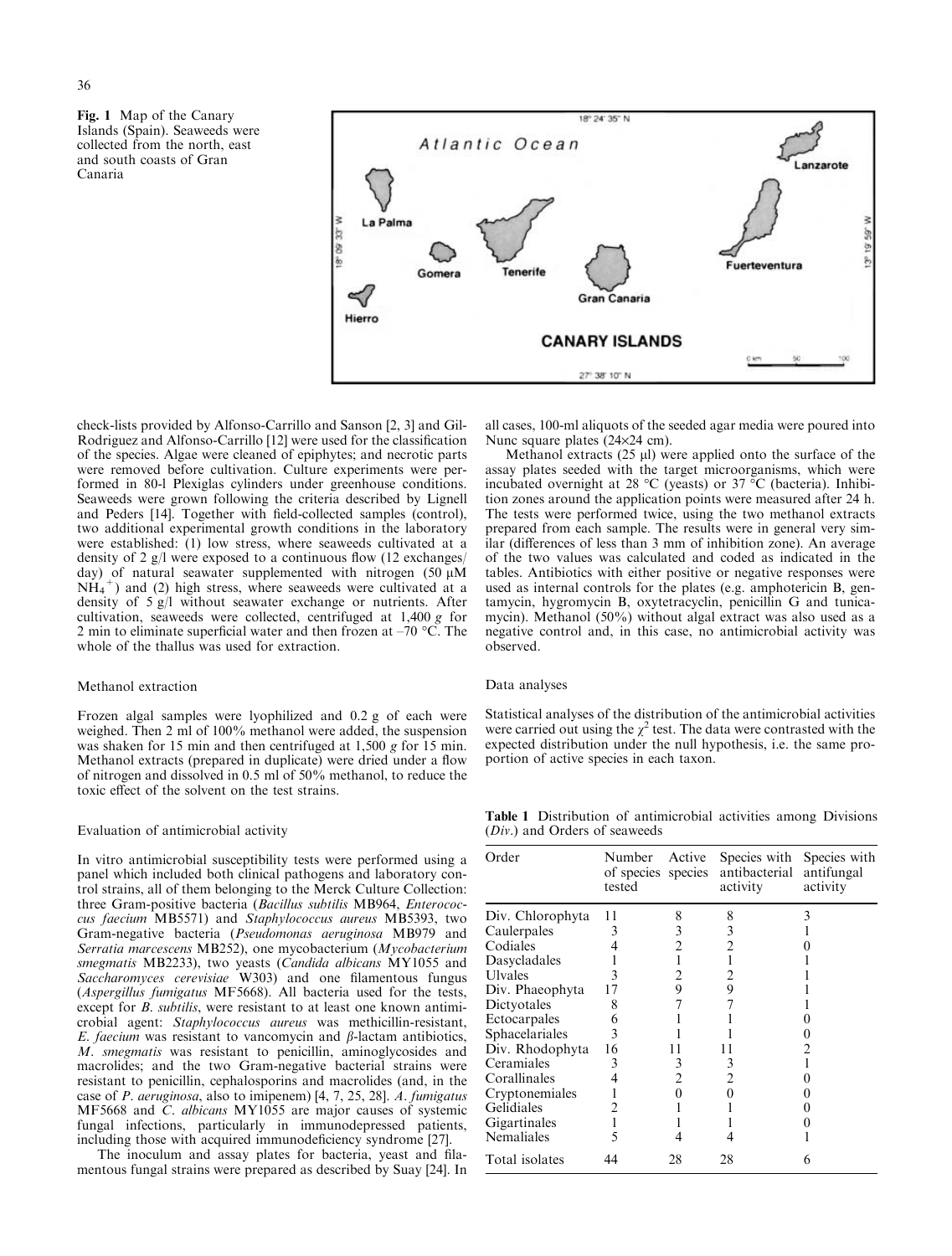**Fig. 1** Map of the Canary Islands (Spain). Seaweeds were collected from the north, east and south coasts of Gran Canaria

18° 24′ 35″ N

Atlantic Ocean

Lanzarote

La Palma

18° 09′ 33″ W

13° 19′ 59″ W

Gomera

Tenerife

Fuerteventura

Gran Canaria

Hierro

CANARY ISLANDS

0 km 50 100

27° 38′ 10″ N

check-lists provided by Alfonso-Carrillo and Sanson [2, 3] and Gil-Rodriguez and Alfonso-Carrillo [12] were used for the classification of the species. Algae were cleaned of epiphytes; and necrotic parts were removed before cultivation. Culture experiments were performed in 80-l Plexiglas cylinders under greenhouse conditions. Seaweeds were grown following the criteria described by Lignell and Peders [14]. Together with field-collected samples (control), two additional experimental growth conditions in the laboratory were established: (1) low stress, where seaweeds cultivated at a density of 2 g/l were exposed to a continuous flow (12 exchanges/day) of natural seawater supplemented with nitrogen (50 μM $NH_4^+$) and (2) high stress, where seaweeds were cultivated at a density of 5 g/l without seawater exchange or nutrients. After cultivation, seaweeds were collected, centrifuged at 1,400 *g* for 2 min to eliminate superficial water and then frozen at –70 °C. The whole of the thallus was used for extraction.

### Methanol extraction

Frozen algal samples were lyophilized and 0.2 g of each were weighed. Then 2 ml of 100% methanol were added, the suspension was shaken for 15 min and then centrifuged at 1,500 *g* for 15 min. Methanol extracts (prepared in duplicate) were dried under a flow of nitrogen and dissolved in 0.5 ml of 50% methanol, to reduce the toxic effect of the solvent on the test strains.

### Evaluation of antimicrobial activity

In vitro antimicrobial susceptibility tests were performed using a panel which included both clinical pathogens and laboratory control strains, all of them belonging to the Merck Culture Collection: three Gram-positive bacteria (*Bacillus subtilis* MB964, *Enterococcus faecium* MB5571) and *Staphylococcus aureus* MB5393, two Gram-negative bacteria (*Pseudomonas aeruginosa* MB979 and *Serratia marcescens* MB252), one mycobacterium (*Mycobacterium smegmatis* MB2233), two yeasts (*Candida albicans* MY1055 and *Saccharomyces cerevisiae* W303) and one filamentous fungus (*Aspergillus fumigatus* MF5668). All bacteria used for the tests, except for *B. subtilis*, were resistant to at least one known antimicrobial agent: *Staphylococcus aureus* was methicillin-resistant, *E. faecium* was resistant to vancomycin and β-lactam antibiotics, *M. smegmatis* was resistant to penicillin, aminoglycosides and macrolides; and the two Gram-negative bacterial strains were resistant to penicillin, cephalosporins and macrolides (and, in the case of *P. aeruginosa*, also to imipenem) [4, 7, 25, 28]. *A. fumigatus* MF5668 and *C. albicans* MY1055 are major causes of systemic fungal infections, particularly in immunodepressed patients, including those with acquired immunodeficiency syndrome [27].

The inoculum and assay plates for bacteria, yeast and filamentous fungal strains were prepared as described by Suay [24]. In all cases, 100-ml aliquots of the seeded agar media were poured into Nunc square plates (24×24 cm).

Methanol extracts (25 μl) were applied onto the surface of the assay plates seeded with the target microorganisms, which were incubated overnight at 28 °C (yeasts) or 37 °C (bacteria). Inhibition zones around the application points were measured after 24 h. The tests were performed twice, using the two methanol extracts prepared from each sample. The results were in general very similar (differences of less than 3 mm of inhibition zone). An average of the two values was calculated and coded as indicated in the tables. Antibiotics with either positive or negative responses were used as internal controls for the plates (e.g. amphotericin B, gentamycin, hygromycin B, oxytetracyclin, penicillin G and tunicamycin). Methanol (50%) without algal extract was also used as a negative control and, in this case, no antimicrobial activity was observed.

### Data analyses

Statistical analyses of the distribution of the antimicrobial activities were carried out using the $\chi^2$ test. The data were contrasted with the expected distribution under the null hypothesis, i.e. the same proportion of active species in each taxon.

**Table 1** Distribution of antimicrobial activities among Divisions (*Div.*) and Orders of seaweeds

| Order | Number of species tested | Active species | Species with antibacterial activity | Species with antifungal activity |
|---|---|---|---|---|
| Div. Chlorophyta | 11 | 8 | 8 | 3 |
| Caulerpales | 3 | 3 | 3 | 1 |
| Codiales | 4 | 2 | 2 | 0 |
| Dasycladales | 1 | 1 | 1 | 1 |
| Ulvales | 3 | 2 | 2 | 1 |
| Div. Phaeophyta | 17 | 9 | 9 | 1 |
| Dictyotales | 8 | 7 | 7 | 1 |
| Ectocarpales | 6 | 1 | 1 | 0 |
| Sphacelariales | 3 | 1 | 1 | 0 |
| Div. Rhodophyta | 16 | 11 | 11 | 2 |
| Ceramiales | 3 | 3 | 3 | 1 |
| Corallinales | 4 | 2 | 2 | 0 |
| Cryptonemiales | 1 | 0 | 0 | 0 |
| Gelidiales | 2 | 1 | 1 | 0 |
| Gigartinales | 1 | 1 | 1 | 0 |
| Nemaliales | 5 | 4 | 4 | 1 |
| Total isolates | 44 | 28 | 28 | 6 |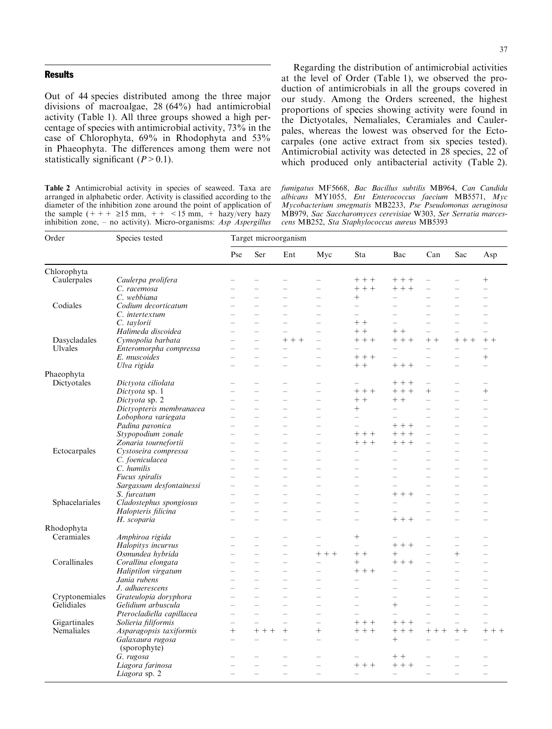## Results

Out of 44 species distributed among the three major divisions of macroalgae, 28 (64%) had antimicrobial activity (Table 1). All three groups showed a high percentage of species with antimicrobial activity, 73% in the case of Chlorophyta, 69% in Rhodophyta and 53% in Phaeophyta. The differences among them were not statistically significant ($P > 0.1$).

Regarding the distribution of antimicrobial activities at the level of Order (Table 1), we observed the production of antimicrobials in all the groups covered in our study. Among the Orders screened, the highest proportions of species showing activity were found in the Dictyotales, Nemaliales, Ceramiales and Caulerpales, whereas the lowest was observed for the Ectocarpales (one active extract from six species tested). Antimicrobial activity was detected in 28 species, 22 of which produced only antibacterial activity (Table 2).

**Table 2** Antimicrobial activity in species of seaweed. Taxa are arranged in alphabetic order. Activity is classified according to the diameter of the inhibition zone around the point of application of the sample (+ + + ≥15 mm, + + <15 mm, + hazy/very hazy inhibition zone, – no activity). Micro-organisms: *Asp Aspergillus fumigatus* MF5668, *Bac Bacillus subtilis* MB964, *Can Candida albicans* MY1055, *Ent Enterococcus faecium* MB5571, *Myc Mycobacterium smegmatis* MB2233, *Pse Pseudomonas aeruginosa* MB979, *Sac Saccharomyces cerevisiae* W303, *Ser Serratia marcescens* MB252, *Sta Staphylococcus aureus* MB5393

| Order | Species tested | Target microorganism | | | | | | | | |
|---|---|---|---|---|---|---|---|---|---|---|
| | | Pse | Ser | Ent | Myc | Sta | Bac | Can | Sac | Asp |
| Chlorophyta | | | | | | | | | | |
| Caulerpales | *Caulerpa prolifera* | – | – | – | – | + + + | + + + | – | – | + |
| | *C. racemosa* | – | – | – | – | + + + | + + + | – | – | – |
| | *C. webbiana* | – | – | – | – | + | – | – | – | – |
| Codiales | *Codium decorticatum* | – | – | – | – | – | – | – | – | – |
| | *C. intertextum* | – | – | – | – | – | – | – | – | – |
| | *C. taylorii* | – | – | – | – | + + | – | – | – | – |
| | *Halimeda discoidea* | – | – | – | – | + + | + + | – | – | – |
| Dasycladales | *Cymopolia barbata* | – | – | + + + | – | + + + | + + + | + + | + + + | + + |
| Ulvales | *Enteromorpha compressa* | – | – | – | – | – | – | – | – | – |
| | *E. muscoides* | – | – | – | – | + + + | – | – | – | + |
| | *Ulva rigida* | – | – | – | – | + + | + + + | – | – | – |
| Phaeophyta | | | | | | | | | | |
| Dictyotales | *Dictyota ciliolata* | – | – | – | – | – | + + + | – | – | – |
| | *Dictyota* sp. 1 | – | – | – | – | + + + | + + + | + | – | + |
| | *Dictyota* sp. 2 | – | – | – | – | + + | + + | – | – | – |
| | *Dictyopteris membranacea* | – | – | – | – | + | – | – | – | – |
| | *Lobophora variegata* | – | – | – | – | – | – | – | – | – |
| | *Padina pavonica* | – | – | – | – | – | + + + | – | – | – |
| | *Stypopodium zonale* | – | – | – | – | + + + | + + + | – | – | – |
| | *Zonaria tournefortii* | – | – | – | – | + + + | + + + | – | – | – |
| Ectocarpales | *Cystoseira compressa* | – | – | – | – | – | – | – | – | – |
| | *C. foeniculacea* | – | – | – | – | – | – | – | – | – |
| | *C. humilis* | – | – | – | – | – | – | – | – | – |
| | *Fucus spiralis* | – | – | – | – | – | – | – | – | – |
| | *Sargassum desfontainessi* | – | – | – | – | – | – | – | – | – |
| | *S. furcatum* | – | – | – | – | – | + + + | – | – | – |
| Sphacelariales | *Cladostephus spongiosus* | – | – | – | – | – | – | – | – | – |
| | *Halopteris filicina* | – | – | – | – | – | – | – | – | – |
| | *H. scoparia* | – | – | – | – | – | + + + | – | – | – |
| Rhodophyta | | | | | | | | | | |
| Ceramiales | *Amphiroa rigida* | – | – | – | – | + | – | – | – | – |
| | *Halopitys incurvus* | – | – | – | – | – | + + + | – | – | – |
| | *Osmundea hybrida* | – | – | – | + + + | + + | + | – | + | – |
| Corallinales | *Corallina elongata* | – | – | – | – | + | + + + | – | – | – |
| | *Haliptilon virgatum* | – | – | – | – | + + + | – | – | – | – |
| | *Jania rubens* | – | – | – | – | – | – | – | – | – |
| | *J. adhaerescens* | – | – | – | – | – | – | – | – | – |
| Cryptonemiales | *Grateulopia doryphora* | – | – | – | – | – | – | – | – | – |
| Gelidiales | *Gelidium arbuscula* | – | – | – | – | – | + | – | – | – |
| | *Pterocladiella capillacea* | – | – | – | – | – | – | – | – | – |
| Gigartinales | *Solieria filiformis* | – | – | – | – | + + + | + + + | – | – | – |
| Nemaliales | *Asparagopsis taxiformis* | + | + + + | + | + | + + + | + + + | + + + | + + | + + + |
| | *Galaxaura rugosa* (sporophyte) | – | – | – | – | – | + | – | – | – |
| | *G. rugosa* | – | – | – | – | – | + + | – | – | – |
| | *Liagora farinosa* | – | – | – | – | + + + | + + + | – | – | – |
| | *Liagora* sp. 2 | – | – | – | – | – | – | – | – | – |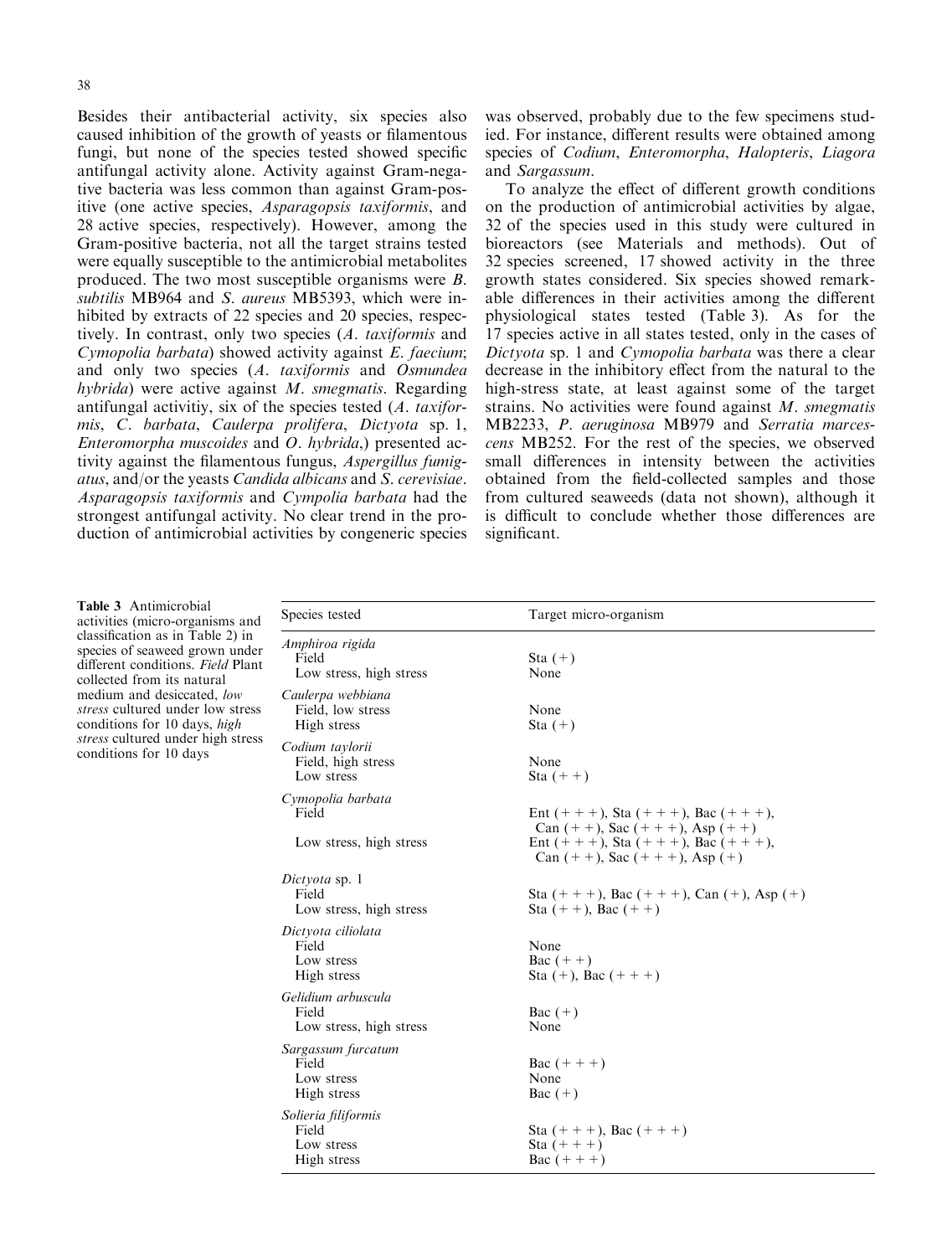Besides their antibacterial activity, six species also caused inhibition of the growth of yeasts or filamentous fungi, but none of the species tested showed specific antifungal activity alone. Activity against Gram-negative bacteria was less common than against Gram-positive (one active species, *Asparagopsis taxiformis*, and 28 active species, respectively). However, among the Gram-positive bacteria, not all the target strains tested were equally susceptible to the antimicrobial metabolites produced. The two most susceptible organisms were *B. subtilis* MB964 and *S. aureus* MB5393, which were inhibited by extracts of 22 species and 20 species, respectively. In contrast, only two species (*A. taxiformis* and *Cymopolia barbata*) showed activity against *E. faecium*; and only two species (*A. taxiformis* and *Osmundea hybrida*) were active against *M. smegmatis*. Regarding antifungal activitiy, six of the species tested (*A. taxiformis*, *C. barbata*, *Caulerpa prolifera*, *Dictyota* sp. 1, *Enteromorpha muscoides* and *O. hybrida*,) presented activity against the filamentous fungus, *Aspergillus fumigatus*, and/or the yeasts *Candida albicans* and *S. cerevisiae*. *Asparagopsis taxiformis* and *Cympolia barbata* had the strongest antifungal activity. No clear trend in the production of antimicrobial activities by congeneric species was observed, probably due to the few specimens studied. For instance, different results were obtained among species of *Codium*, *Enteromorpha*, *Halopteris*, *Liagora* and *Sargassum*.

To analyze the effect of different growth conditions on the production of antimicrobial activities by algae, 32 of the species used in this study were cultured in bioreactors (see Materials and methods). Out of 32 species screened, 17 showed activity in the three growth states considered. Six species showed remarkable differences in their activities among the different physiological states tested (Table 3). As for the 17 species active in all states tested, only in the cases of *Dictyota* sp. 1 and *Cymopolia barbata* was there a clear decrease in the inhibitory effect from the natural to the high-stress state, at least against some of the target strains. No activities were found against *M. smegmatis* MB2233, *P. aeruginosa* MB979 and *Serratia marcescens* MB252. For the rest of the species, we observed small differences in intensity between the activities obtained from the field-collected samples and those from cultured seaweeds (data not shown), although it is difficult to conclude whether those differences are significant.

**Table 3** Antimicrobial activities (micro-organisms and classification as in Table 2) in species of seaweed grown under different conditions. *Field* Plant collected from its natural medium and desiccated, *low stress* cultured under low stress conditions for 10 days, *high stress* cultured under high stress conditions for 10 days

| Species tested | Target micro-organism |
|---|---|
| *Amphiroa rigida* | |
| Field | Sta (+) |
| Low stress, high stress | None |
| *Caulerpa webbiana* | |
| Field, low stress | None |
| High stress | Sta (+) |
| *Codium taylorii* | |
| Field, high stress | None |
| Low stress | Sta (+ +) |
| *Cymopolia barbata* | |
| Field | Ent (+ + +), Sta (+ + +), Bac (+ + +), Can (+ +), Sac (+ + +), Asp (+ +) |
| Low stress, high stress | Ent (+ + +), Sta (+ + +), Bac (+ + +), Can (+ +), Sac (+ + +), Asp (+) |
| *Dictyota* sp. 1 | |
| Field | Sta (+ + +), Bac (+ + +), Can (+), Asp (+) |
| Low stress, high stress | Sta (+ +), Bac (+ +) |
| *Dictyota ciliolata* | |
| Field | None |
| Low stress | Bac (+ +) |
| High stress | Sta (+), Bac (+ + +) |
| *Gelidium arbuscula* | |
| Field | Bac (+) |
| Low stress, high stress | None |
| *Sargassum furcatum* | |
| Field | Bac (+ + +) |
| Low stress | None |
| High stress | Bac (+) |
| *Solieria filiformis* | |
| Field | Sta (+ + +), Bac (+ + +) |
| Low stress | Sta (+ + +) |
| High stress | Bac (+ + +) |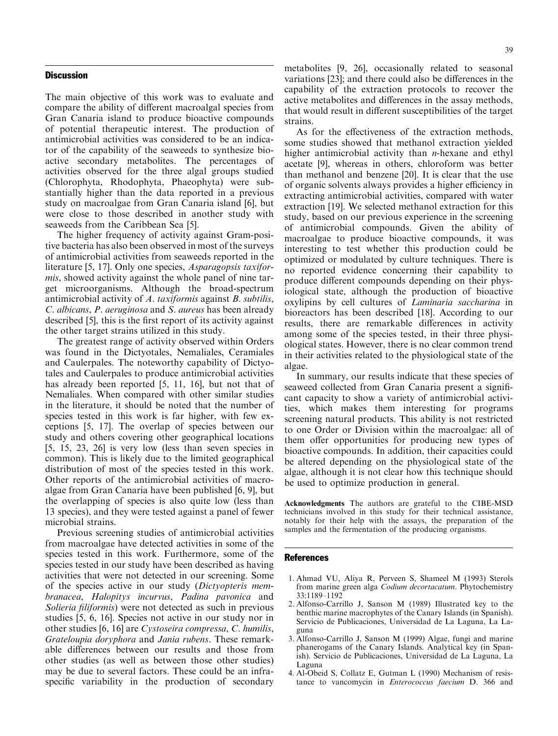## Discussion

The main objective of this work was to evaluate and compare the ability of different macroalgal species from Gran Canaria island to produce bioactive compounds of potential therapeutic interest. The production of antimicrobial activities was considered to be an indicator of the capability of the seaweeds to synthesize bioactive secondary metabolites. The percentages of activities observed for the three algal groups studied (Chlorophyta, Rhodophyta, Phaeophyta) were substantially higher than the data reported in a previous study on macroalgae from Gran Canaria island [6], but were close to those described in another study with seaweeds from the Caribbean Sea [5].

The higher frequency of activity against Gram-positive bacteria has also been observed in most of the surveys of antimicrobial activities from seaweeds reported in the literature [5, 17]. Only one species, *Asparagopsis taxiformis*, showed activity against the whole panel of nine target microorganisms. Although the broad-spectrum antimicrobial activity of *A. taxiformis* against *B. subtilis*, *C. albicans*, *P. aeruginosa* and *S. aureus* has been already described [5], this is the first report of its activity against the other target strains utilized in this study.

The greatest range of activity observed within Orders was found in the Dictyotales, Nemaliales, Ceramiales and Caulerpales. The noteworthy capability of Dictyotales and Caulerpales to produce antimicrobial activities has already been reported [5, 11, 16], but not that of Nemaliales. When compared with other similar studies in the literature, it should be noted that the number of species tested in this work is far higher, with few exceptions [5, 17]. The overlap of species between our study and others covering other geographical locations [5, 15, 23, 26] is very low (less than seven species in common). This is likely due to the limited geographical distribution of most of the species tested in this work. Other reports of the antimicrobial activities of macroalgae from Gran Canaria have been published [6, 9], but the overlapping of species is also quite low (less than 13 species), and they were tested against a panel of fewer microbial strains.

Previous screening studies of antimicrobial activities from macroalgae have detected activities in some of the species tested in this work. Furthermore, some of the species tested in our study have been described as having activities that were not detected in our screening. Some of the species active in our study (*Dictyopteris membranacea*, *Halopitys incurvus*, *Padina pavonica* and *Solieria filiformis*) were not detected as such in previous studies [5, 6, 16]. Species not active in our study nor in other studies [6, 16] are *Cystoseira compressa*, *C. humilis*, *Grateloupia doryphora* and *Jania rubens*. These remarkable differences between our results and those from other studies (as well as between those other studies) may be due to several factors. These could be an infraspecific variability in the production of secondary metabolites [9, 26], occasionally related to seasonal variations [23]; and there could also be differences in the capability of the extraction protocols to recover the active metabolites and differences in the assay methods, that would result in different susceptibilities of the target strains.

As for the effectiveness of the extraction methods, some studies showed that methanol extraction yielded higher antimicrobial activity than *n*-hexane and ethyl acetate [9], whereas in others, chloroform was better than methanol and benzene [20]. It is clear that the use of organic solvents always provides a higher efficiency in extracting antimicrobial activities, compared with water extraction [19]. We selected methanol extraction for this study, based on our previous experience in the screening of antimicrobial compounds. Given the ability of macroalgae to produce bioactive compounds, it was interesting to test whether this production could be optimized or modulated by culture techniques. There is no reported evidence concerning their capability to produce different compounds depending on their physiological state, although the production of bioactive oxylipins by cell cultures of *Laminaria saccharina* in bioreactors has been described [18]. According to our results, there are remarkable differences in activity among some of the species tested, in their three physiological states. However, there is no clear common trend in their activities related to the physiological state of the algae.

In summary, our results indicate that these species of seaweed collected from Gran Canaria present a significant capacity to show a variety of antimicrobial activities, which makes them interesting for programs screening natural products. This ability is not restricted to one Order or Division within the macroalgae: all of them offer opportunities for producing new types of bioactive compounds. In addition, their capacities could be altered depending on the physiological state of the algae, although it is not clear how this technique should be used to optimize production in general.

**Acknowledgments** The authors are grateful to the CIBE-MSD technicians involved in this study for their technical assistance, notably for their help with the assays, the preparation of the samples and the fermentation of the producing organisms.

## References

1. Ahmad VU, Aliya R, Perveen S, Shameel M (1993) Sterols from marine green alga *Codium decortacatum*. Phytochemistry 33:1189–1192
2. Alfonso-Carrillo J, Sanson M (1989) Illustrated key to the benthic marine macrophytes of the Canary Islands (in Spanish). Servicio de Publicaciones, Universidad de La Laguna, La Laguna
3. Alfonso-Carrillo J, Sanson M (1999) Algae, fungi and marine phanerogams of the Canary Islands. Analytical key (in Spanish). Servicio de Publicaciones, Universidad de La Laguna, La Laguna
4. Al-Obeid S, Collatz E, Gutman L (1990) Mechanism of resistance to vancomycin in *Enterococcus faecium* D. 366 and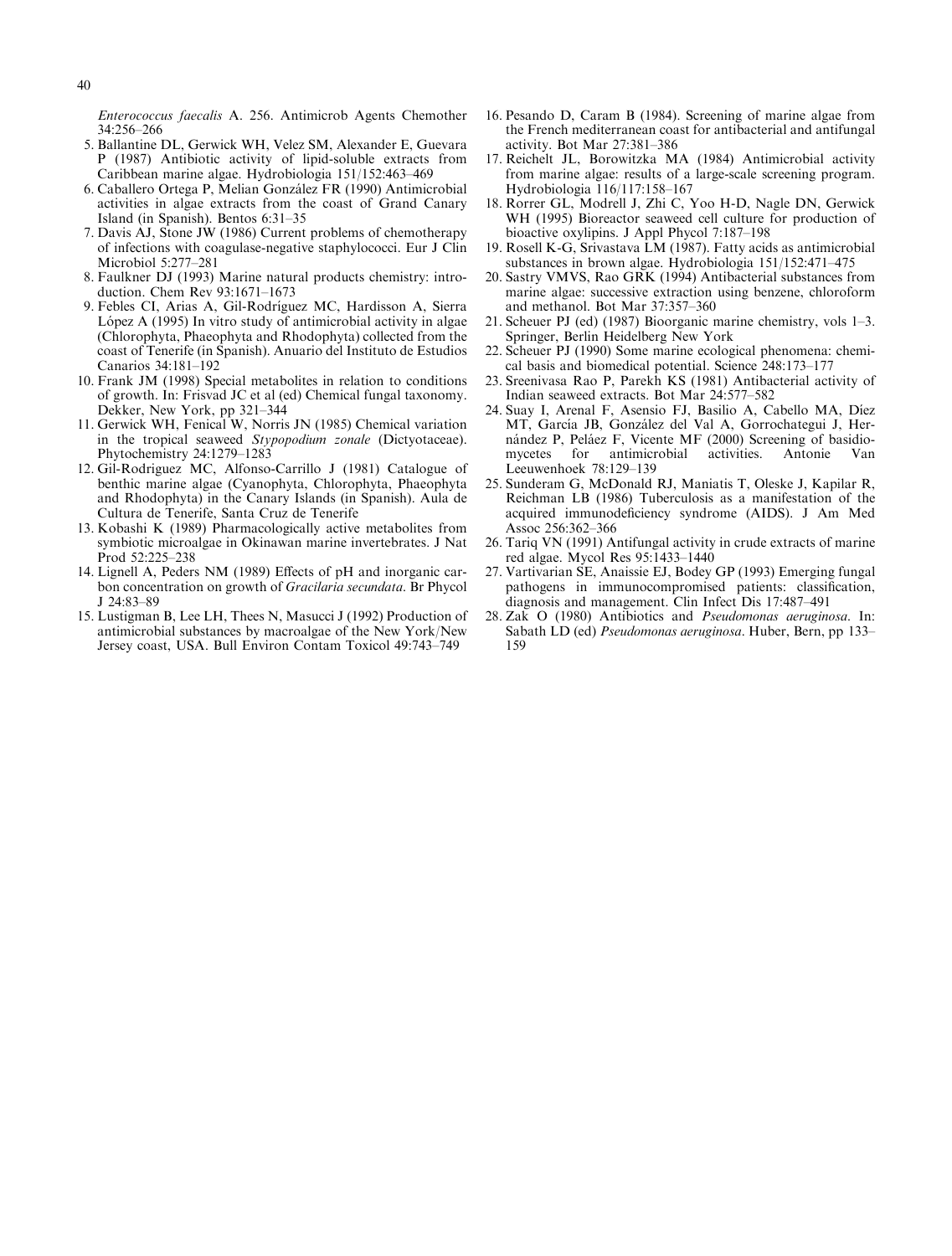*Enterococcus faecalis* A. 256. Antimicrob Agents Chemother 34:256–266

5. Ballantine DL, Gerwick WH, Velez SM, Alexander E, Guevara P (1987) Antibiotic activity of lipid-soluble extracts from Caribbean marine algae. Hydrobiologia 151/152:463–469
6. Caballero Ortega P, Melian González FR (1990) Antimicrobial activities in algae extracts from the coast of Grand Canary Island (in Spanish). Bentos 6:31–35
7. Davis AJ, Stone JW (1986) Current problems of chemotherapy of infections with coagulase-negative staphylococci. Eur J Clin Microbiol 5:277–281
8. Faulkner DJ (1993) Marine natural products chemistry: introduction. Chem Rev 93:1671–1673
9. Febles CI, Arias A, Gil-Rodríguez MC, Hardisson A, Sierra López A (1995) In vitro study of antimicrobial activity in algae (Chlorophyta, Phaeophyta and Rhodophyta) collected from the coast of Tenerife (in Spanish). Anuario del Instituto de Estudios Canarios 34:181–192
10. Frank JM (1998) Special metabolites in relation to conditions of growth. In: Frisvad JC et al (ed) Chemical fungal taxonomy. Dekker, New York, pp 321–344
11. Gerwick WH, Fenical W, Norris JN (1985) Chemical variation in the tropical seaweed *Stypopodium zonale* (Dictyotaceae). Phytochemistry 24:1279–1283
12. Gil-Rodriguez MC, Alfonso-Carrillo J (1981) Catalogue of benthic marine algae (Cyanophyta, Chlorophyta, Phaeophyta and Rhodophyta) in the Canary Islands (in Spanish). Aula de Cultura de Tenerife, Santa Cruz de Tenerife
13. Kobashi K (1989) Pharmacologically active metabolites from symbiotic microalgae in Okinawan marine invertebrates. J Nat Prod 52:225–238
14. Lignell A, Peders NM (1989) Effects of pH and inorganic carbon concentration on growth of *Gracilaria secundata*. Br Phycol J 24:83–89
15. Lustigman B, Lee LH, Thees N, Masucci J (1992) Production of antimicrobial substances by macroalgae of the New York/New Jersey coast, USA. Bull Environ Contam Toxicol 49:743–749
16. Pesando D, Caram B (1984). Screening of marine algae from the French mediterranean coast for antibacterial and antifungal activity. Bot Mar 27:381–386
17. Reichelt JL, Borowitzka MA (1984) Antimicrobial activity from marine algae: results of a large-scale screening program. Hydrobiologia 116/117:158–167
18. Rorrer GL, Modrell J, Zhi C, Yoo H-D, Nagle DN, Gerwick WH (1995) Bioreactor seaweed cell culture for production of bioactive oxylipins. J Appl Phycol 7:187–198
19. Rosell K-G, Srivastava LM (1987). Fatty acids as antimicrobial substances in brown algae. Hydrobiologia 151/152:471–475
20. Sastry VMVS, Rao GRK (1994) Antibacterial substances from marine algae: successive extraction using benzene, chloroform and methanol. Bot Mar 37:357–360
21. Scheuer PJ (ed) (1987) Bioorganic marine chemistry, vols 1–3. Springer, Berlin Heidelberg New York
22. Scheuer PJ (1990) Some marine ecological phenomena: chemical basis and biomedical potential. Science 248:173–177
23. Sreenivasa Rao P, Parekh KS (1981) Antibacterial activity of Indian seaweed extracts. Bot Mar 24:577–582
24. Suay I, Arenal F, Asensio FJ, Basilio A, Cabello MA, Díez MT, García JB, González del Val A, Gorrochategui J, Hernández P, Peláez F, Vicente MF (2000) Screening of basidiomycetes for antimicrobial activities. Antonie Van Leeuwenhoek 78:129–139
25. Sunderam G, McDonald RJ, Maniatis T, Oleske J, Kapilar R, Reichman LB (1986) Tuberculosis as a manifestation of the acquired immunodeficiency syndrome (AIDS). J Am Med Assoc 256:362–366
26. Tariq VN (1991) Antifungal activity in crude extracts of marine red algae. Mycol Res 95:1433–1440
27. Vartivarian SE, Anaissie EJ, Bodey GP (1993) Emerging fungal pathogens in immunocompromised patients: classification, diagnosis and management. Clin Infect Dis 17:487–491
28. Zak O (1980) Antibiotics and *Pseudomonas aeruginosa*. In: Sabath LD (ed) *Pseudomonas aeruginosa*. Huber, Bern, pp 133–159